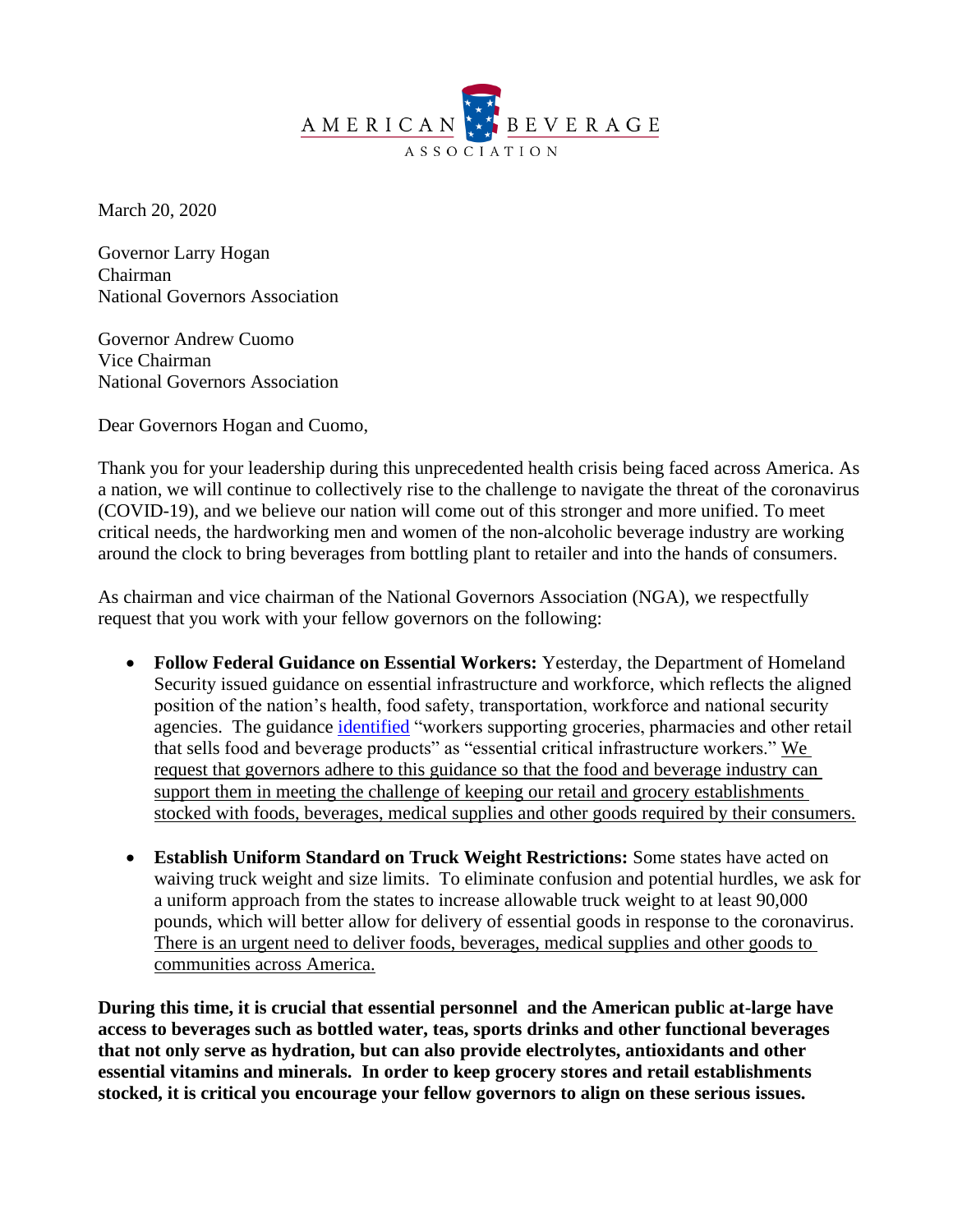AMERICAN BEVERAGE ASSOCIATION

March 20, 2020

Governor Larry Hogan
Chairman
National Governors Association

Governor Andrew Cuomo
Vice Chairman
National Governors Association

Dear Governors Hogan and Cuomo,

Thank you for your leadership during this unprecedented health crisis being faced across America. As a nation, we will continue to collectively rise to the challenge to navigate the threat of the coronavirus (COVID-19), and we believe our nation will come out of this stronger and more unified. To meet critical needs, the hardworking men and women of the non-alcoholic beverage industry are working around the clock to bring beverages from bottling plant to retailer and into the hands of consumers.

As chairman and vice chairman of the National Governors Association (NGA), we respectfully request that you work with your fellow governors on the following:

- **Follow Federal Guidance on Essential Workers:** Yesterday, the Department of Homeland Security issued guidance on essential infrastructure and workforce, which reflects the aligned position of the nation's health, food safety, transportation, workforce and national security agencies. The guidance identified "workers supporting groceries, pharmacies and other retail that sells food and beverage products" as "essential critical infrastructure workers." We request that governors adhere to this guidance so that the food and beverage industry can support them in meeting the challenge of keeping our retail and grocery establishments stocked with foods, beverages, medical supplies and other goods required by their consumers.

- **Establish Uniform Standard on Truck Weight Restrictions:** Some states have acted on waiving truck weight and size limits. To eliminate confusion and potential hurdles, we ask for a uniform approach from the states to increase allowable truck weight to at least 90,000 pounds, which will better allow for delivery of essential goods in response to the coronavirus. There is an urgent need to deliver foods, beverages, medical supplies and other goods to communities across America.

**During this time, it is crucial that essential personnel and the American public at-large have access to beverages such as bottled water, teas, sports drinks and other functional beverages that not only serve as hydration, but can also provide electrolytes, antioxidants and other essential vitamins and minerals. In order to keep grocery stores and retail establishments stocked, it is critical you encourage your fellow governors to align on these serious issues.**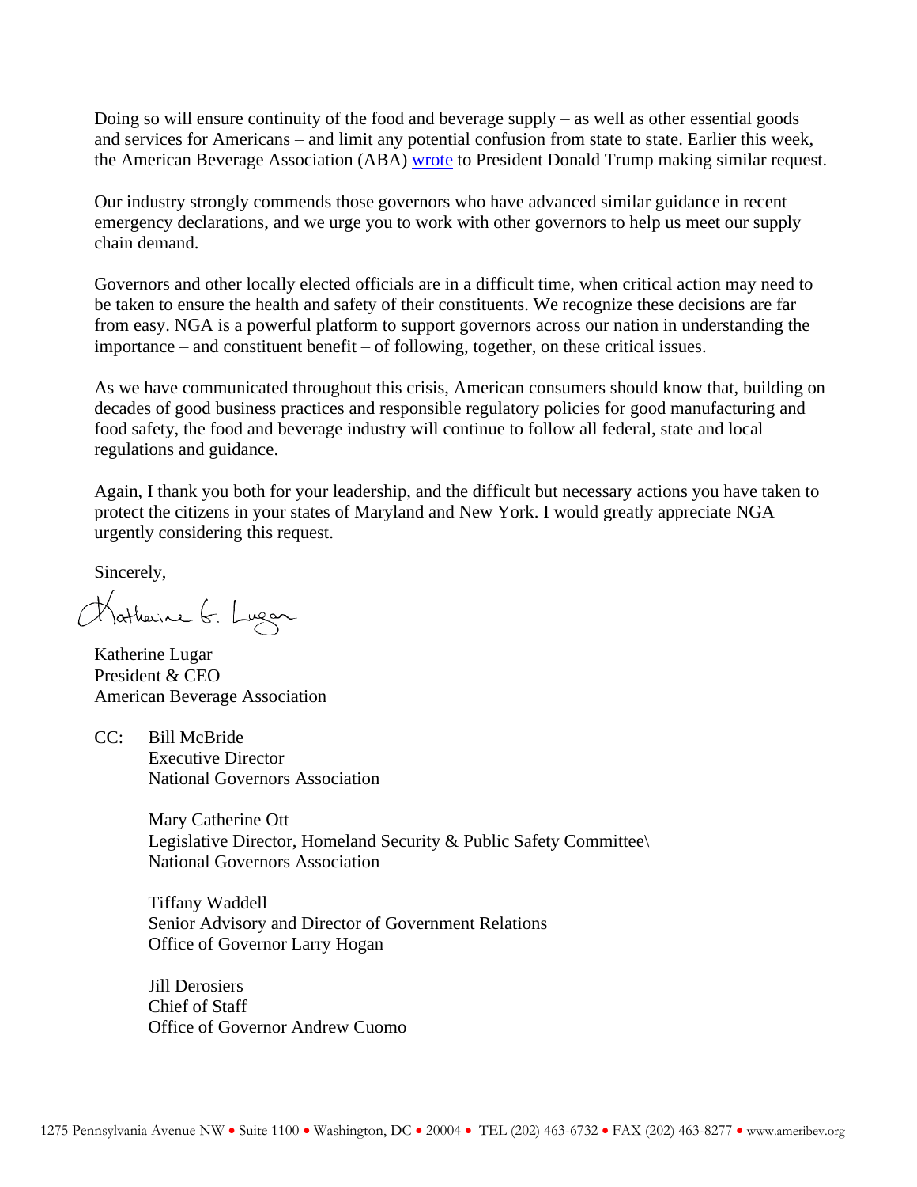Doing so will ensure continuity of the food and beverage supply – as well as other essential goods and services for Americans – and limit any potential confusion from state to state. Earlier this week, the American Beverage Association (ABA) wrote to President Donald Trump making similar request.

Our industry strongly commends those governors who have advanced similar guidance in recent emergency declarations, and we urge you to work with other governors to help us meet our supply chain demand.

Governors and other locally elected officials are in a difficult time, when critical action may need to be taken to ensure the health and safety of their constituents. We recognize these decisions are far from easy. NGA is a powerful platform to support governors across our nation in understanding the importance – and constituent benefit – of following, together, on these critical issues.

As we have communicated throughout this crisis, American consumers should know that, building on decades of good business practices and responsible regulatory policies for good manufacturing and food safety, the food and beverage industry will continue to follow all federal, state and local regulations and guidance.

Again, I thank you both for your leadership, and the difficult but necessary actions you have taken to protect the citizens in your states of Maryland and New York. I would greatly appreciate NGA urgently considering this request.

Sincerely,

Katherine G. Lugar

Katherine Lugar
President & CEO
American Beverage Association

CC: Bill McBride
Executive Director
National Governors Association

Mary Catherine Ott
Legislative Director, Homeland Security & Public Safety Committee\
National Governors Association

Tiffany Waddell
Senior Advisory and Director of Government Relations
Office of Governor Larry Hogan

Jill Derosiers
Chief of Staff
Office of Governor Andrew Cuomo

1275 Pennsylvania Avenue NW • Suite 1100 • Washington, DC • 20004 • TEL (202) 463-6732 • FAX (202) 463-8277 • www.ameribev.org